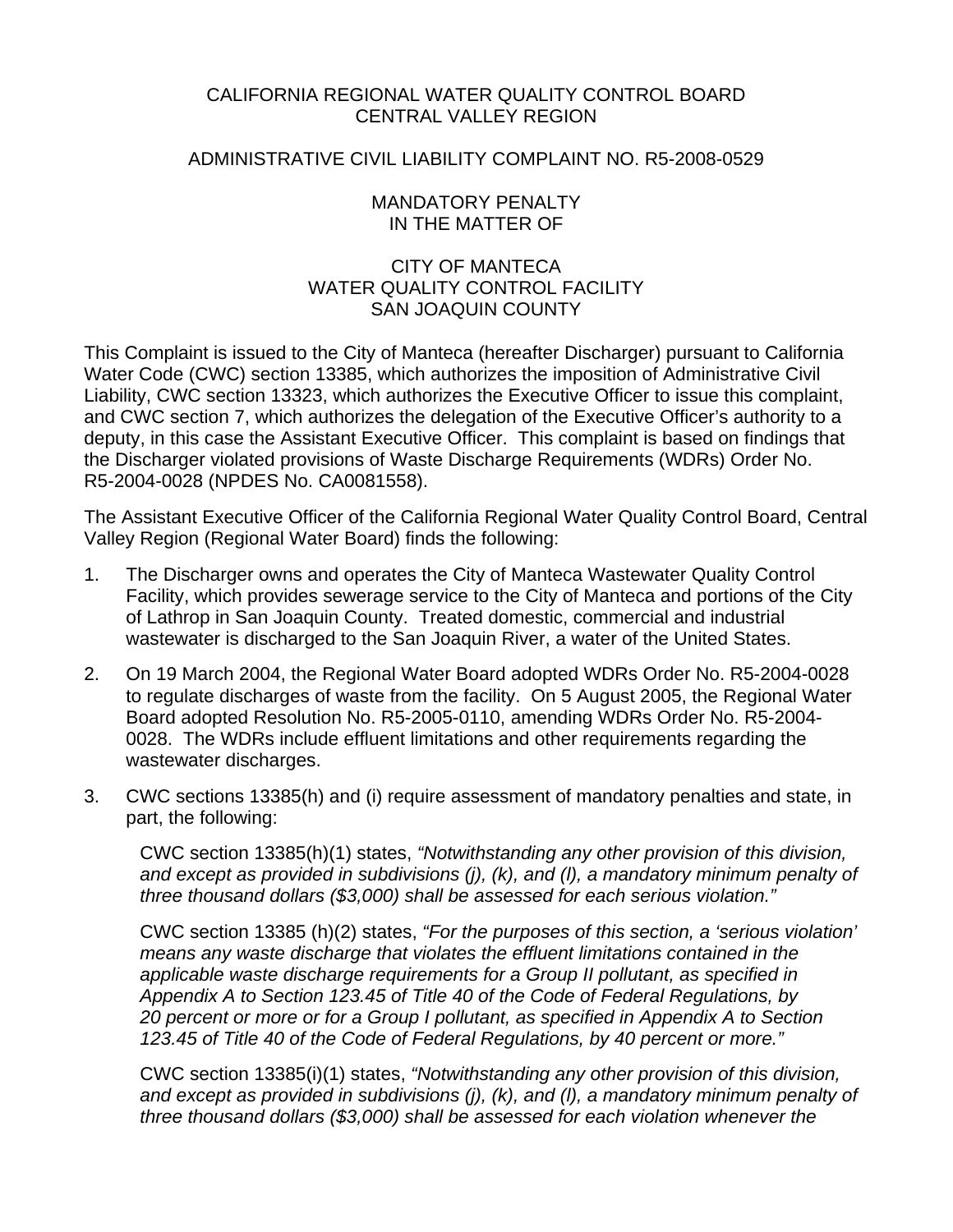CALIFORNIA REGIONAL WATER QUALITY CONTROL BOARD
CENTRAL VALLEY REGION

ADMINISTRATIVE CIVIL LIABILITY COMPLAINT NO. R5-2008-0529

MANDATORY PENALTY
IN THE MATTER OF

CITY OF MANTECA
WATER QUALITY CONTROL FACILITY
SAN JOAQUIN COUNTY

This Complaint is issued to the City of Manteca (hereafter Discharger) pursuant to California Water Code (CWC) section 13385, which authorizes the imposition of Administrative Civil Liability, CWC section 13323, which authorizes the Executive Officer to issue this complaint, and CWC section 7, which authorizes the delegation of the Executive Officer's authority to a deputy, in this case the Assistant Executive Officer. This complaint is based on findings that the Discharger violated provisions of Waste Discharge Requirements (WDRs) Order No. R5-2004-0028 (NPDES No. CA0081558).

The Assistant Executive Officer of the California Regional Water Quality Control Board, Central Valley Region (Regional Water Board) finds the following:

1. The Discharger owns and operates the City of Manteca Wastewater Quality Control Facility, which provides sewerage service to the City of Manteca and portions of the City of Lathrop in San Joaquin County. Treated domestic, commercial and industrial wastewater is discharged to the San Joaquin River, a water of the United States.

2. On 19 March 2004, the Regional Water Board adopted WDRs Order No. R5-2004-0028 to regulate discharges of waste from the facility. On 5 August 2005, the Regional Water Board adopted Resolution No. R5-2005-0110, amending WDRs Order No. R5-2004-0028. The WDRs include effluent limitations and other requirements regarding the wastewater discharges.

3. CWC sections 13385(h) and (i) require assessment of mandatory penalties and state, in part, the following:

   CWC section 13385(h)(1) states, *"Notwithstanding any other provision of this division, and except as provided in subdivisions (j), (k), and (l), a mandatory minimum penalty of three thousand dollars ($3,000) shall be assessed for each serious violation."*

   CWC section 13385 (h)(2) states, *"For the purposes of this section, a 'serious violation' means any waste discharge that violates the effluent limitations contained in the applicable waste discharge requirements for a Group II pollutant, as specified in Appendix A to Section 123.45 of Title 40 of the Code of Federal Regulations, by 20 percent or more or for a Group I pollutant, as specified in Appendix A to Section 123.45 of Title 40 of the Code of Federal Regulations, by 40 percent or more."*

   CWC section 13385(i)(1) states, *"Notwithstanding any other provision of this division, and except as provided in subdivisions (j), (k), and (l), a mandatory minimum penalty of three thousand dollars ($3,000) shall be assessed for each violation whenever the*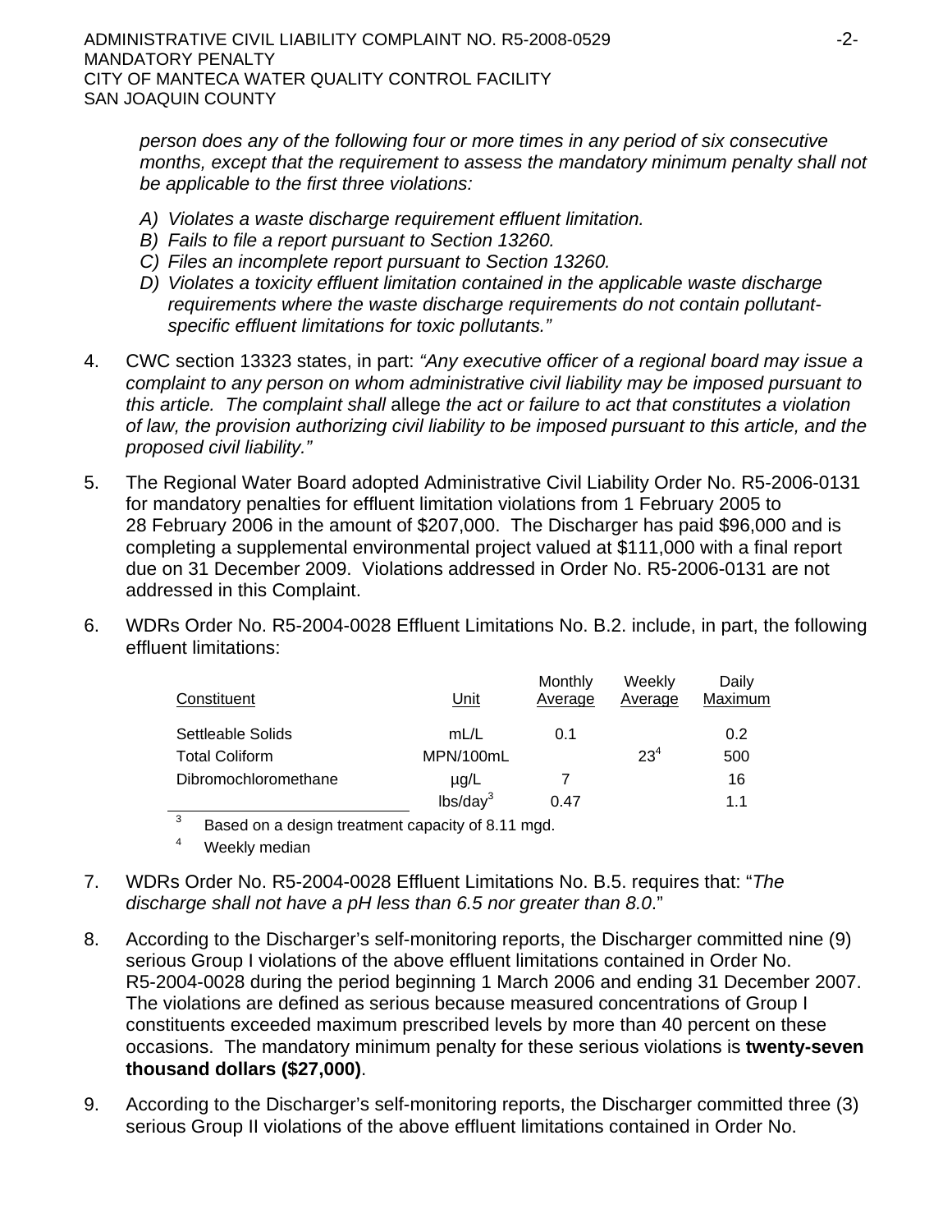*person does any of the following four or more times in any period of six consecutive months, except that the requirement to assess the mandatory minimum penalty shall not be applicable to the first three violations:*

*A) Violates a waste discharge requirement effluent limitation.*
*B) Fails to file a report pursuant to Section 13260.*
*C) Files an incomplete report pursuant to Section 13260.*
*D) Violates a toxicity effluent limitation contained in the applicable waste discharge requirements where the waste discharge requirements do not contain pollutant-specific effluent limitations for toxic pollutants."*

4. CWC section 13323 states, in part: *"Any executive officer of a regional board may issue a complaint to any person on whom administrative civil liability may be imposed pursuant to this article. The complaint shall* allege *the act or failure to act that constitutes a violation of law, the provision authorizing civil liability to be imposed pursuant to this article, and the proposed civil liability."*

5. The Regional Water Board adopted Administrative Civil Liability Order No. R5-2006-0131 for mandatory penalties for effluent limitation violations from 1 February 2005 to 28 February 2006 in the amount of $207,000. The Discharger has paid $96,000 and is completing a supplemental environmental project valued at $111,000 with a final report due on 31 December 2009. Violations addressed in Order No. R5-2006-0131 are not addressed in this Complaint.

6. WDRs Order No. R5-2004-0028 Effluent Limitations No. B.2. include, in part, the following effluent limitations:

| Constituent | Unit | Monthly Average | Weekly Average | Daily Maximum |
|---|---|---|---|---|
| Settleable Solids | mL/L | 0.1 | | 0.2 |
| Total Coliform | MPN/100mL | | 23[4] | 500 |
| Dibromochloromethane | µg/L | 7 | | 16 |
| | lbs/day[3] | 0.47 | | 1.1 |

[3] Based on a design treatment capacity of 8.11 mgd.

[4] Weekly median

7. WDRs Order No. R5-2004-0028 Effluent Limitations No. B.5. requires that: "*The discharge shall not have a pH less than 6.5 nor greater than 8.0*."

8. According to the Discharger's self-monitoring reports, the Discharger committed nine (9) serious Group I violations of the above effluent limitations contained in Order No. R5-2004-0028 during the period beginning 1 March 2006 and ending 31 December 2007. The violations are defined as serious because measured concentrations of Group I constituents exceeded maximum prescribed levels by more than 40 percent on these occasions. The mandatory minimum penalty for these serious violations is **twenty-seven thousand dollars ($27,000)**.

9. According to the Discharger's self-monitoring reports, the Discharger committed three (3) serious Group II violations of the above effluent limitations contained in Order No.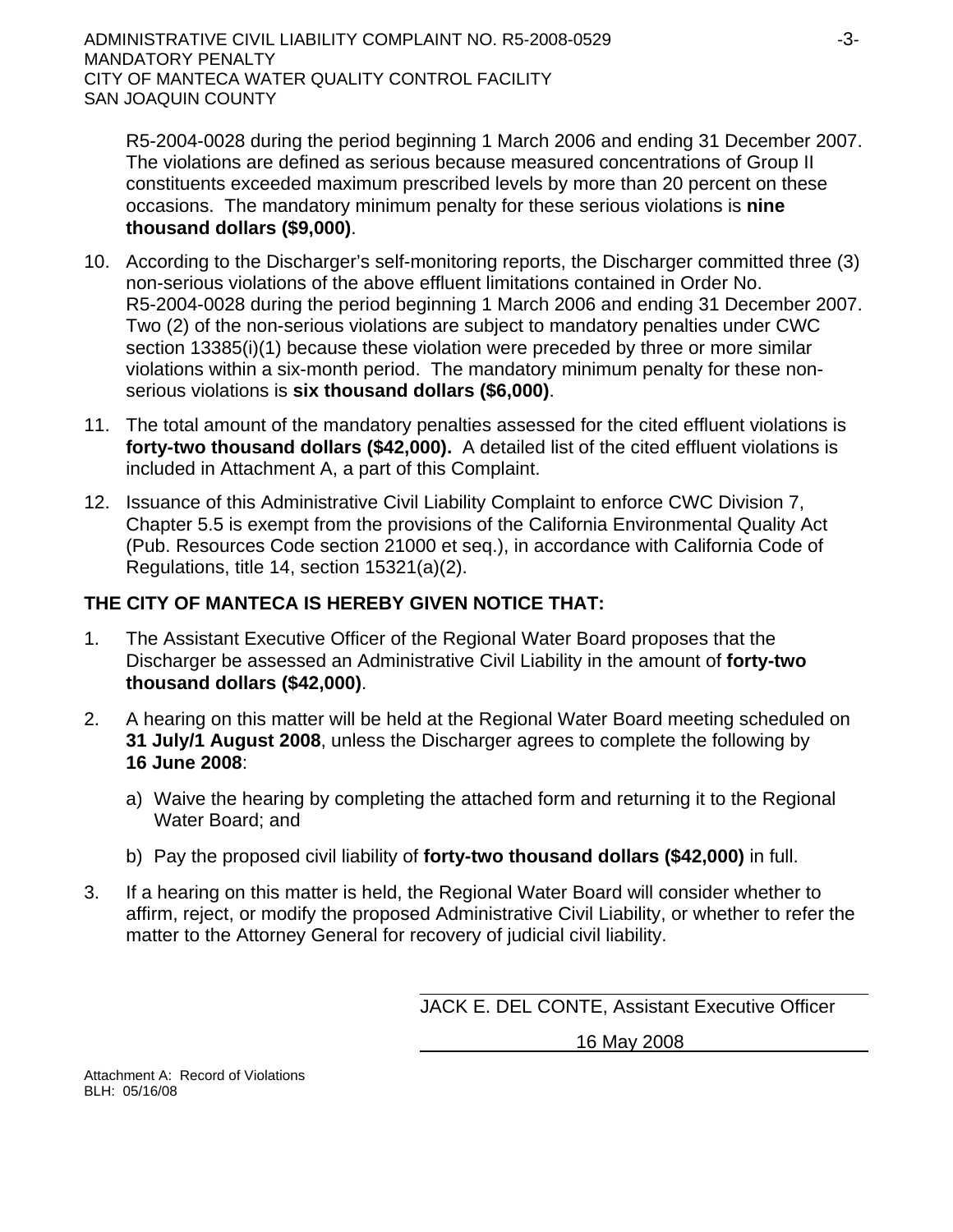R5-2004-0028 during the period beginning 1 March 2006 and ending 31 December 2007. The violations are defined as serious because measured concentrations of Group II constituents exceeded maximum prescribed levels by more than 20 percent on these occasions. The mandatory minimum penalty for these serious violations is **nine thousand dollars ($9,000)**.

10. According to the Discharger's self-monitoring reports, the Discharger committed three (3) non-serious violations of the above effluent limitations contained in Order No. R5-2004-0028 during the period beginning 1 March 2006 and ending 31 December 2007. Two (2) of the non-serious violations are subject to mandatory penalties under CWC section 13385(i)(1) because these violation were preceded by three or more similar violations within a six-month period. The mandatory minimum penalty for these non-serious violations is **six thousand dollars ($6,000)**.

11. The total amount of the mandatory penalties assessed for the cited effluent violations is **forty-two thousand dollars ($42,000).** A detailed list of the cited effluent violations is included in Attachment A, a part of this Complaint.

12. Issuance of this Administrative Civil Liability Complaint to enforce CWC Division 7, Chapter 5.5 is exempt from the provisions of the California Environmental Quality Act (Pub. Resources Code section 21000 et seq.), in accordance with California Code of Regulations, title 14, section 15321(a)(2).

**THE CITY OF MANTECA IS HEREBY GIVEN NOTICE THAT:**

1. The Assistant Executive Officer of the Regional Water Board proposes that the Discharger be assessed an Administrative Civil Liability in the amount of **forty-two thousand dollars ($42,000)**.

2. A hearing on this matter will be held at the Regional Water Board meeting scheduled on **31 July/1 August 2008**, unless the Discharger agrees to complete the following by **16 June 2008**:

   a) Waive the hearing by completing the attached form and returning it to the Regional Water Board; and

   b) Pay the proposed civil liability of **forty-two thousand dollars ($42,000)** in full.

3. If a hearing on this matter is held, the Regional Water Board will consider whether to affirm, reject, or modify the proposed Administrative Civil Liability, or whether to refer the matter to the Attorney General for recovery of judicial civil liability.

JACK E. DEL CONTE, Assistant Executive Officer

16 May 2008

Attachment A: Record of Violations
BLH: 05/16/08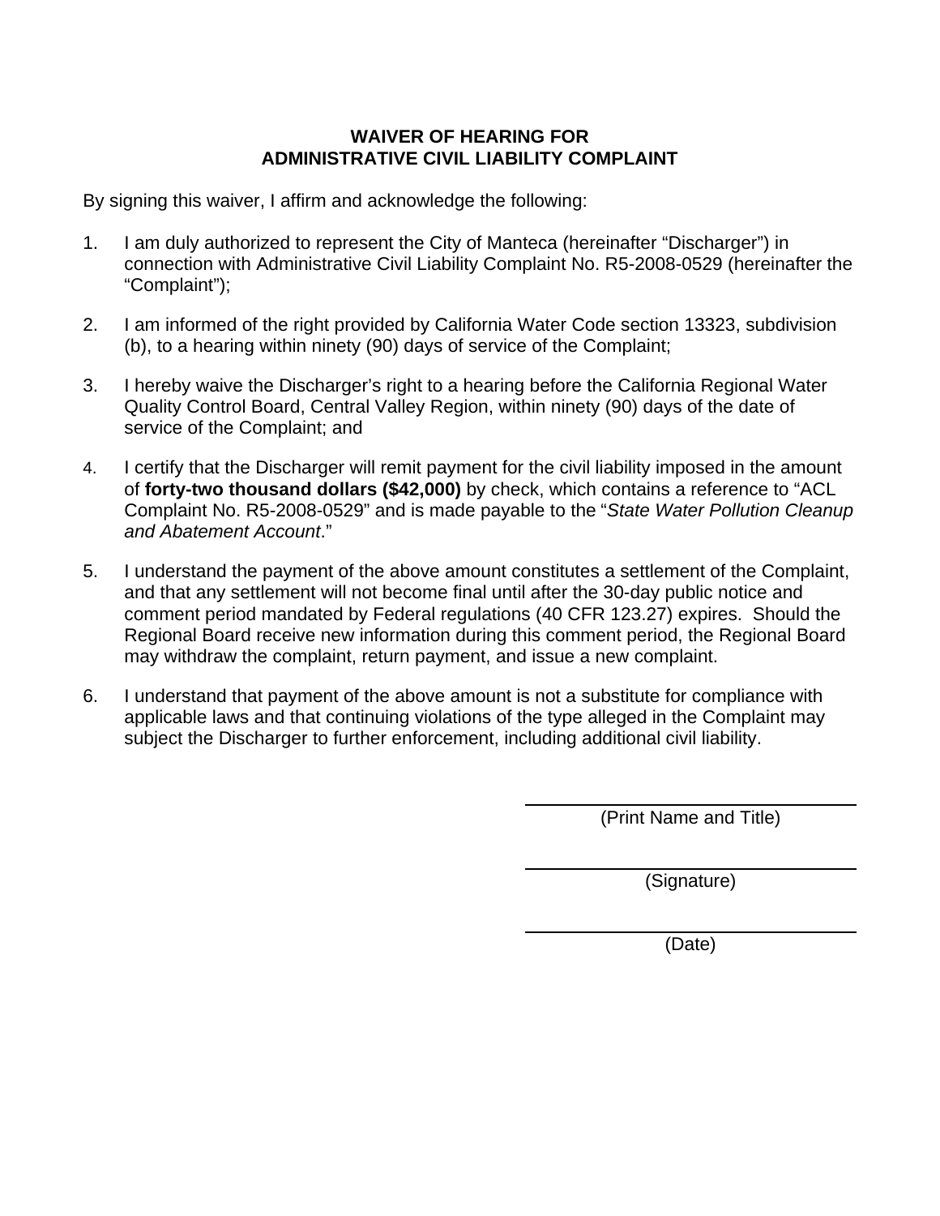# WAIVER OF HEARING FOR ADMINISTRATIVE CIVIL LIABILITY COMPLAINT

By signing this waiver, I affirm and acknowledge the following:

1. I am duly authorized to represent the City of Manteca (hereinafter "Discharger") in connection with Administrative Civil Liability Complaint No. R5-2008-0529 (hereinafter the "Complaint");

2. I am informed of the right provided by California Water Code section 13323, subdivision (b), to a hearing within ninety (90) days of service of the Complaint;

3. I hereby waive the Discharger's right to a hearing before the California Regional Water Quality Control Board, Central Valley Region, within ninety (90) days of the date of service of the Complaint; and

4. I certify that the Discharger will remit payment for the civil liability imposed in the amount of **forty-two thousand dollars ($42,000)** by check, which contains a reference to "ACL Complaint No. R5-2008-0529" and is made payable to the "*State Water Pollution Cleanup and Abatement Account*."

5. I understand the payment of the above amount constitutes a settlement of the Complaint, and that any settlement will not become final until after the 30-day public notice and comment period mandated by Federal regulations (40 CFR 123.27) expires. Should the Regional Board receive new information during this comment period, the Regional Board may withdraw the complaint, return payment, and issue a new complaint.

6. I understand that payment of the above amount is not a substitute for compliance with applicable laws and that continuing violations of the type alleged in the Complaint may subject the Discharger to further enforcement, including additional civil liability.

\_\_\_\_\_\_\_\_\_\_\_\_\_\_\_\_\_\_\_\_\_\_\_\_\_\_\_\_\_\_\_\_
(Print Name and Title)

\_\_\_\_\_\_\_\_\_\_\_\_\_\_\_\_\_\_\_\_\_\_\_\_\_\_\_\_\_\_\_\_
(Signature)

\_\_\_\_\_\_\_\_\_\_\_\_\_\_\_\_\_\_\_\_\_\_\_\_\_\_\_\_\_\_\_\_
(Date)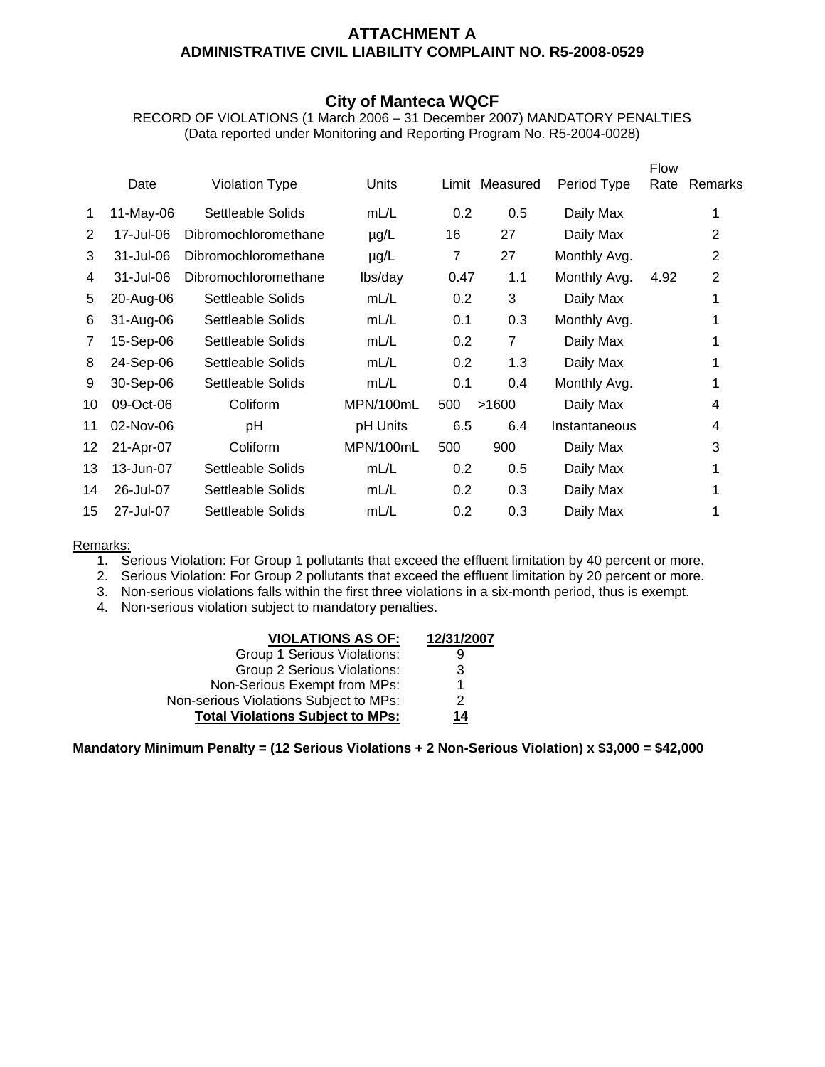# ATTACHMENT A
## ADMINISTRATIVE CIVIL LIABILITY COMPLAINT NO. R5-2008-0529

### City of Manteca WQCF

RECORD OF VIOLATIONS (1 March 2006 – 31 December 2007) MANDATORY PENALTIES
(Data reported under Monitoring and Reporting Program No. R5-2004-0028)

| | Date | Violation Type | Units | Limit | Measured | Period Type | Flow Rate | Remarks |
|---|---|---|---|---|---|---|---|---|
| 1 | 11-May-06 | Settleable Solids | mL/L | 0.2 | 0.5 | Daily Max | | 1 |
| 2 | 17-Jul-06 | Dibromochloromethane | µg/L | 16 | 27 | Daily Max | | 2 |
| 3 | 31-Jul-06 | Dibromochloromethane | µg/L | 7 | 27 | Monthly Avg. | | 2 |
| 4 | 31-Jul-06 | Dibromochloromethane | lbs/day | 0.47 | 1.1 | Monthly Avg. | 4.92 | 2 |
| 5 | 20-Aug-06 | Settleable Solids | mL/L | 0.2 | 3 | Daily Max | | 1 |
| 6 | 31-Aug-06 | Settleable Solids | mL/L | 0.1 | 0.3 | Monthly Avg. | | 1 |
| 7 | 15-Sep-06 | Settleable Solids | mL/L | 0.2 | 7 | Daily Max | | 1 |
| 8 | 24-Sep-06 | Settleable Solids | mL/L | 0.2 | 1.3 | Daily Max | | 1 |
| 9 | 30-Sep-06 | Settleable Solids | mL/L | 0.1 | 0.4 | Monthly Avg. | | 1 |
| 10 | 09-Oct-06 | Coliform | MPN/100mL | 500 | >1600 | Daily Max | | 4 |
| 11 | 02-Nov-06 | pH | pH Units | 6.5 | 6.4 | Instantaneous | | 4 |
| 12 | 21-Apr-07 | Coliform | MPN/100mL | 500 | 900 | Daily Max | | 3 |
| 13 | 13-Jun-07 | Settleable Solids | mL/L | 0.2 | 0.5 | Daily Max | | 1 |
| 14 | 26-Jul-07 | Settleable Solids | mL/L | 0.2 | 0.3 | Daily Max | | 1 |
| 15 | 27-Jul-07 | Settleable Solids | mL/L | 0.2 | 0.3 | Daily Max | | 1 |

Remarks:

1. Serious Violation: For Group 1 pollutants that exceed the effluent limitation by 40 percent or more.
2. Serious Violation: For Group 2 pollutants that exceed the effluent limitation by 20 percent or more.
3. Non-serious violations falls within the first three violations in a six-month period, thus is exempt.
4. Non-serious violation subject to mandatory penalties.

| **VIOLATIONS AS OF:** | **12/31/2007** |
|---|---|
| Group 1 Serious Violations: | 9 |
| Group 2 Serious Violations: | 3 |
| Non-Serious Exempt from MPs: | 1 |
| Non-serious Violations Subject to MPs: | 2 |
| **Total Violations Subject to MPs:** | **14** |

**Mandatory Minimum Penalty = (12 Serious Violations + 2 Non-Serious Violation) x $3,000 = $42,000**